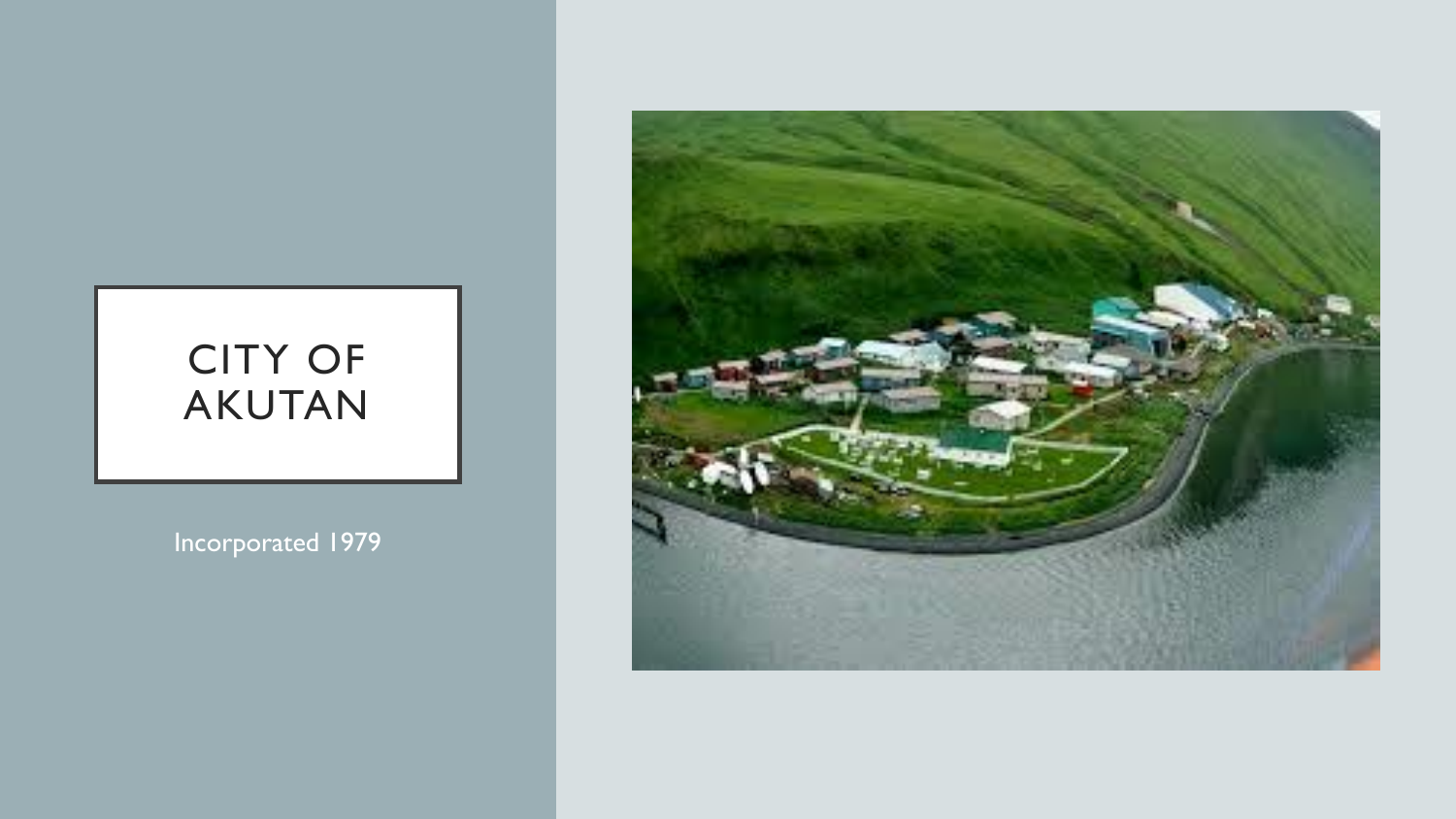# CITY OF AKUTAN

Incorporated 1979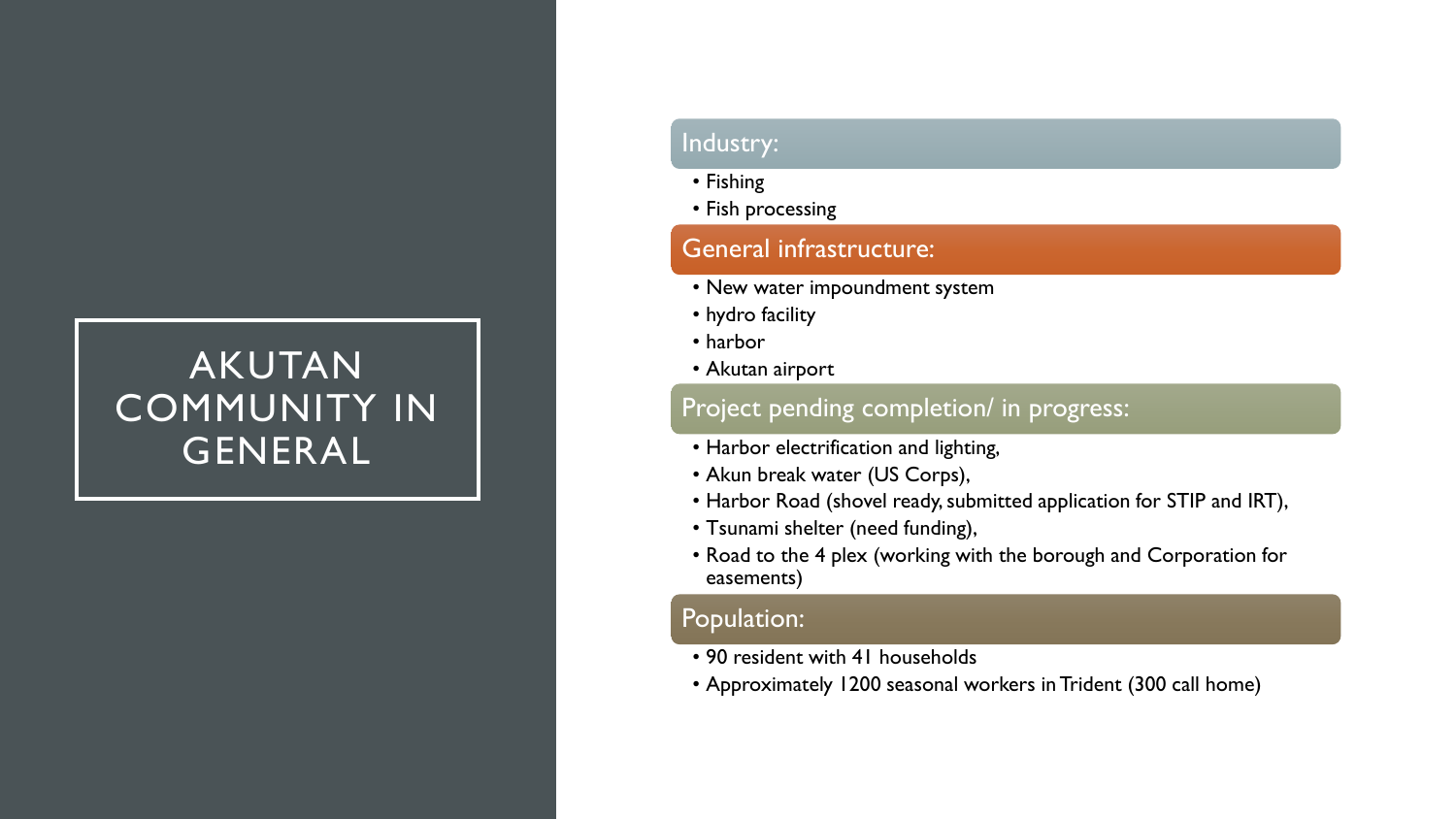# AKUTAN COMMUNITY IN GENERAL

## Industry:

- Fishing
- Fish processing

## General infrastructure:

- New water impoundment system
- hydro facility
- harbor
- Akutan airport

## Project pending completion/ in progress:

- Harbor electrification and lighting,
- Akun break water (US Corps),
- Harbor Road (shovel ready, submitted application for STIP and IRT),
- Tsunami shelter (need funding),
- Road to the 4 plex (working with the borough and Corporation for easements)

## Population:

- 90 resident with 41 households
- Approximately 1200 seasonal workers in Trident (300 call home)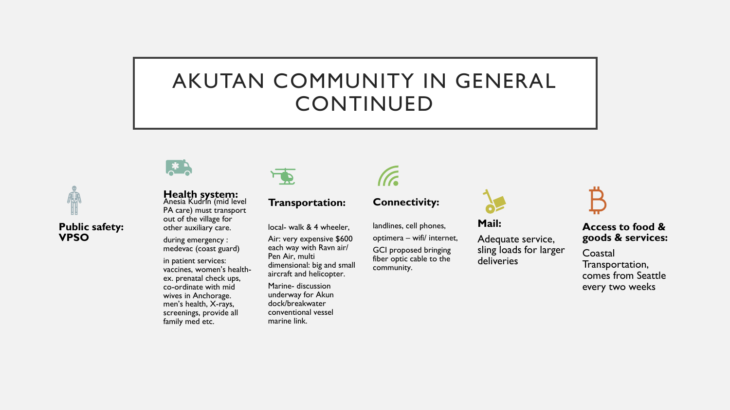# AKUTAN COMMUNITY IN GENERAL CONTINUED

**Public safety: VPSO**

**Health system:**

Anesia Kudrin (mid level PA care) must transport out of the village for other auxiliary care.

during emergency : medevac (coast guard)

in patient services: vaccines, women's health- ex. prenatal check ups, co-ordinate with mid wives in Anchorage. men's health, X-rays, screenings, provide all family med etc.

**Transportation:**

local- walk & 4 wheeler,

Air: very expensive $600 each way with Ravn air/ Pen Air, multi dimensional: big and small aircraft and helicopter.

Marine- discussion underway for Akun dock/breakwater conventional vessel marine link.

**Connectivity:**

landlines, cell phones,

optimera – wifi/ internet,

GCI proposed bringing fiber optic cable to the community.

**Mail:**

Adequate service, sling loads for larger deliveries

**Access to food & goods & services:**

Coastal Transportation, comes from Seattle every two weeks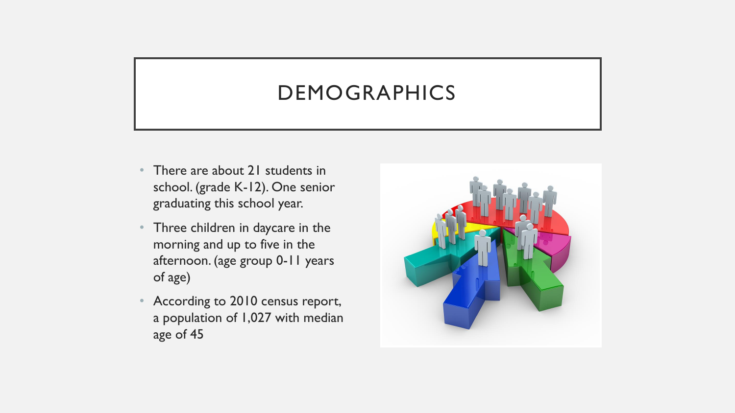# DEMOGRAPHICS

- There are about 21 students in school. (grade K-12). One senior graduating this school year.
- Three children in daycare in the morning and up to five in the afternoon. (age group 0-11 years of age)
- According to 2010 census report, a population of 1,027 with median age of 45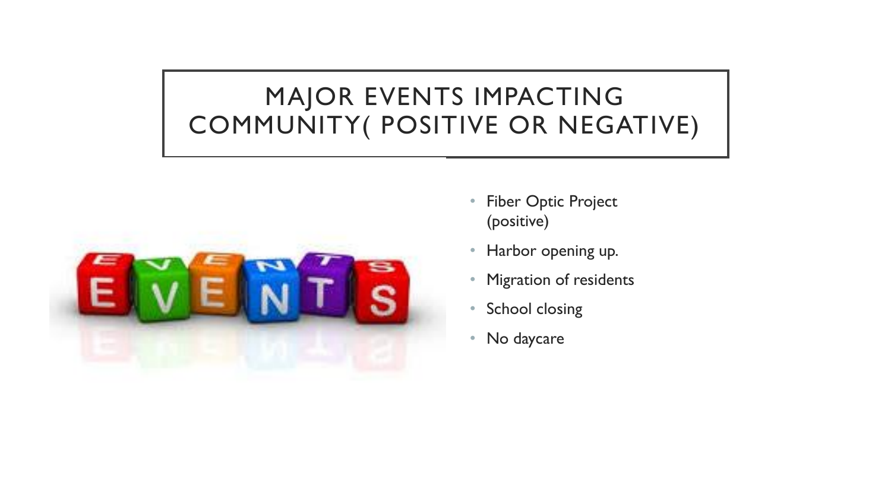# MAJOR EVENTS IMPACTING COMMUNITY( POSITIVE OR NEGATIVE)

- Fiber Optic Project (positive)
- Harbor opening up.
- Migration of residents
- School closing
- No daycare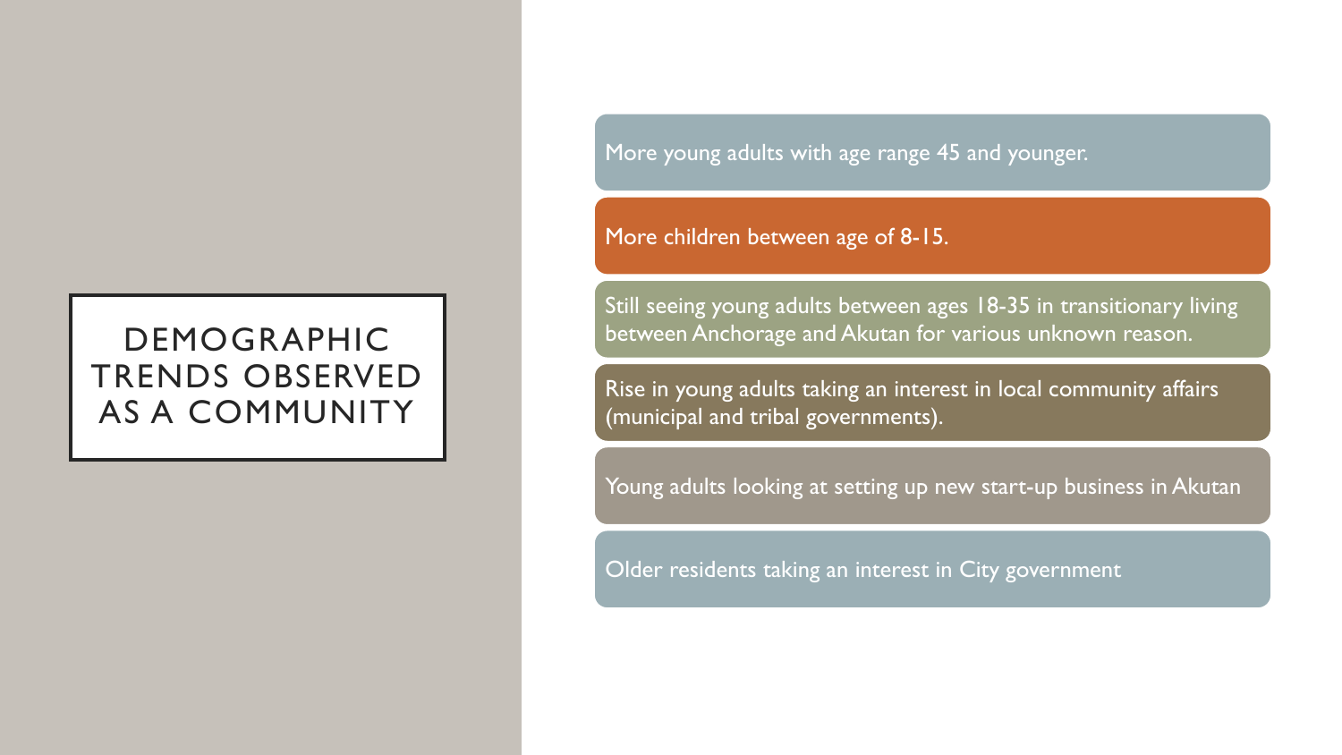# DEMOGRAPHIC TRENDS OBSERVED AS A COMMUNITY

- More young adults with age range 45 and younger.
- More children between age of 8-15.
- Still seeing young adults between ages 18-35 in transitionary living between Anchorage and Akutan for various unknown reason.
- Rise in young adults taking an interest in local community affairs (municipal and tribal governments).
- Young adults looking at setting up new start-up business in Akutan
- Older residents taking an interest in City government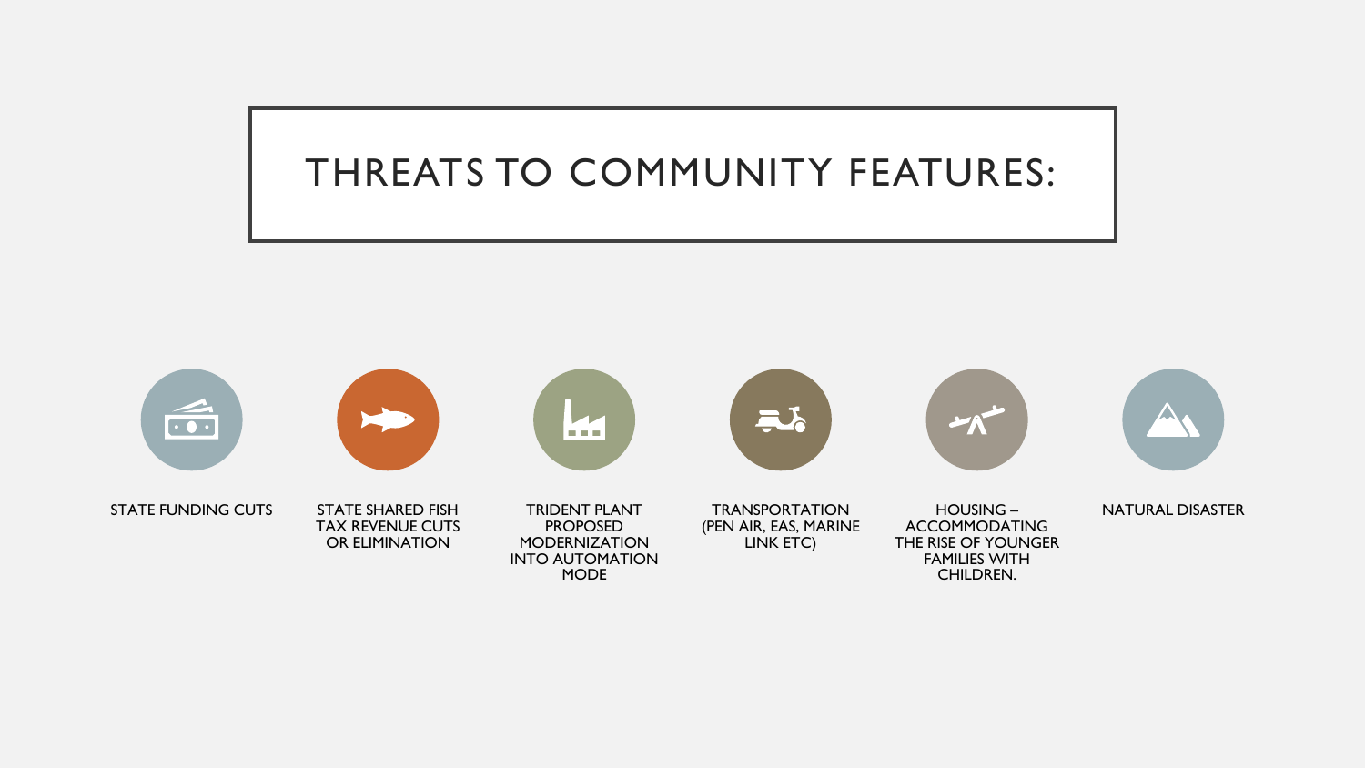# THREATS TO COMMUNITY FEATURES:

- STATE FUNDING CUTS
- STATE SHARED FISH TAX REVENUE CUTS OR ELIMINATION
- TRIDENT PLANT PROPOSED MODERNIZATION INTO AUTOMATION MODE
- TRANSPORTATION (PEN AIR, EAS, MARINE LINK ETC)
- HOUSING – ACCOMMODATING THE RISE OF YOUNGER FAMILIES WITH CHILDREN.
- NATURAL DISASTER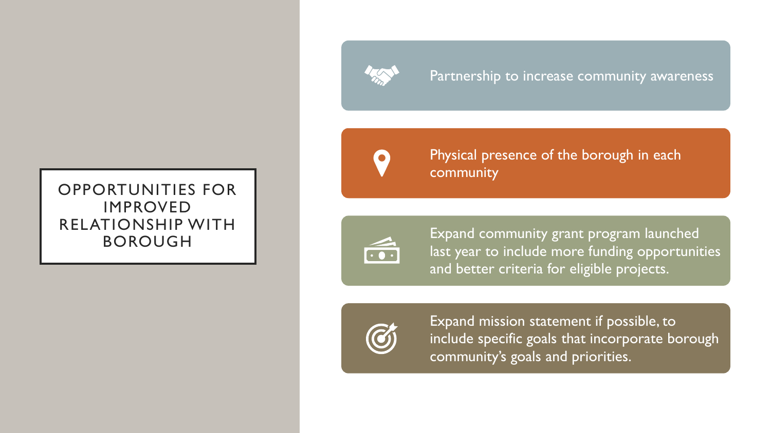# OPPORTUNITIES FOR IMPROVED RELATIONSHIP WITH BOROUGH

- Partnership to increase community awareness
- Physical presence of the borough in each community
- Expand community grant program launched last year to include more funding opportunities and better criteria for eligible projects.
- Expand mission statement if possible, to include specific goals that incorporate borough community's goals and priorities.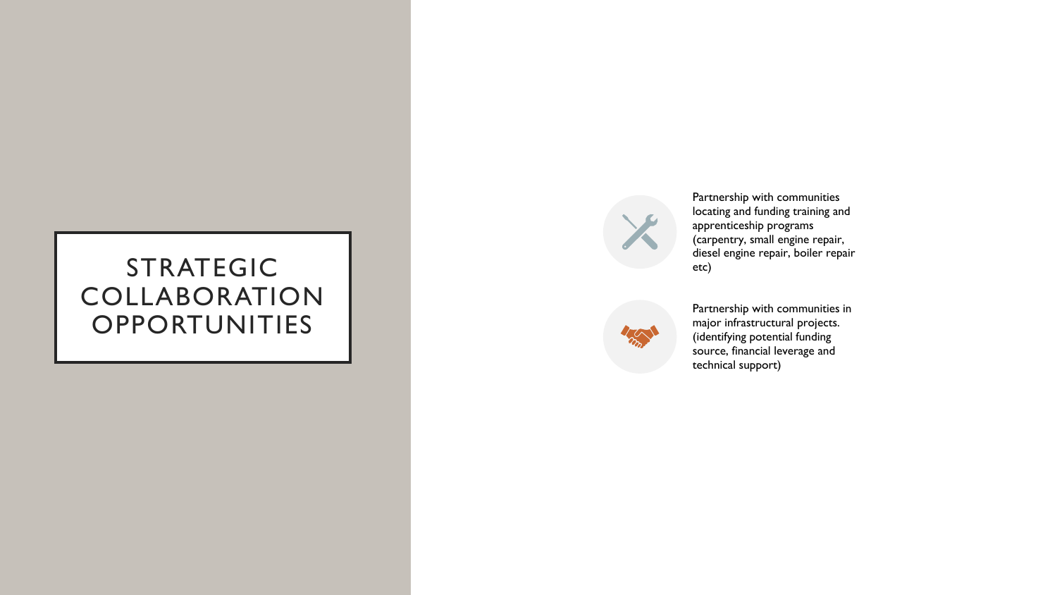# STRATEGIC COLLABORATION OPPORTUNITIES

- Partnership with communities locating and funding training and apprenticeship programs (carpentry, small engine repair, diesel engine repair, boiler repair etc)
- Partnership with communities in major infrastructural projects. (identifying potential funding source, financial leverage and technical support)